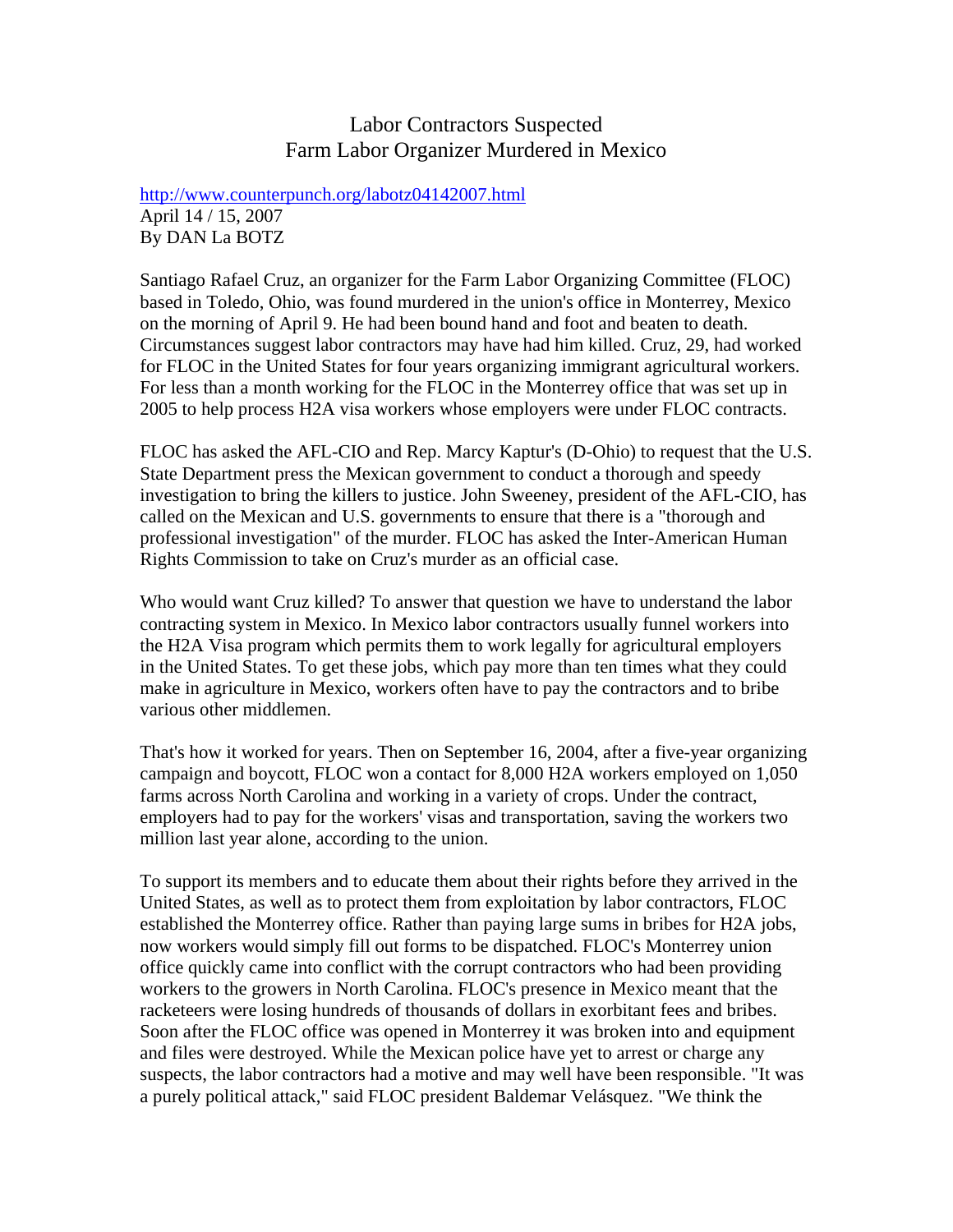# Labor Contractors Suspected
# Farm Labor Organizer Murdered in Mexico

http://www.counterpunch.org/labotz04142007.html
April 14 / 15, 2007
By DAN La BOTZ

Santiago Rafael Cruz, an organizer for the Farm Labor Organizing Committee (FLOC) based in Toledo, Ohio, was found murdered in the union's office in Monterrey, Mexico on the morning of April 9. He had been bound hand and foot and beaten to death. Circumstances suggest labor contractors may have had him killed. Cruz, 29, had worked for FLOC in the United States for four years organizing immigrant agricultural workers. For less than a month working for the FLOC in the Monterrey office that was set up in 2005 to help process H2A visa workers whose employers were under FLOC contracts.

FLOC has asked the AFL-CIO and Rep. Marcy Kaptur's (D-Ohio) to request that the U.S. State Department press the Mexican government to conduct a thorough and speedy investigation to bring the killers to justice. John Sweeney, president of the AFL-CIO, has called on the Mexican and U.S. governments to ensure that there is a "thorough and professional investigation" of the murder. FLOC has asked the Inter-American Human Rights Commission to take on Cruz's murder as an official case.

Who would want Cruz killed? To answer that question we have to understand the labor contracting system in Mexico. In Mexico labor contractors usually funnel workers into the H2A Visa program which permits them to work legally for agricultural employers in the United States. To get these jobs, which pay more than ten times what they could make in agriculture in Mexico, workers often have to pay the contractors and to bribe various other middlemen.

That's how it worked for years. Then on September 16, 2004, after a five-year organizing campaign and boycott, FLOC won a contact for 8,000 H2A workers employed on 1,050 farms across North Carolina and working in a variety of crops. Under the contract, employers had to pay for the workers' visas and transportation, saving the workers two million last year alone, according to the union.

To support its members and to educate them about their rights before they arrived in the United States, as well as to protect them from exploitation by labor contractors, FLOC established the Monterrey office. Rather than paying large sums in bribes for H2A jobs, now workers would simply fill out forms to be dispatched. FLOC's Monterrey union office quickly came into conflict with the corrupt contractors who had been providing workers to the growers in North Carolina. FLOC's presence in Mexico meant that the racketeers were losing hundreds of thousands of dollars in exorbitant fees and bribes. Soon after the FLOC office was opened in Monterrey it was broken into and equipment and files were destroyed. While the Mexican police have yet to arrest or charge any suspects, the labor contractors had a motive and may well have been responsible. "It was a purely political attack," said FLOC president Baldemar Velásquez. "We think the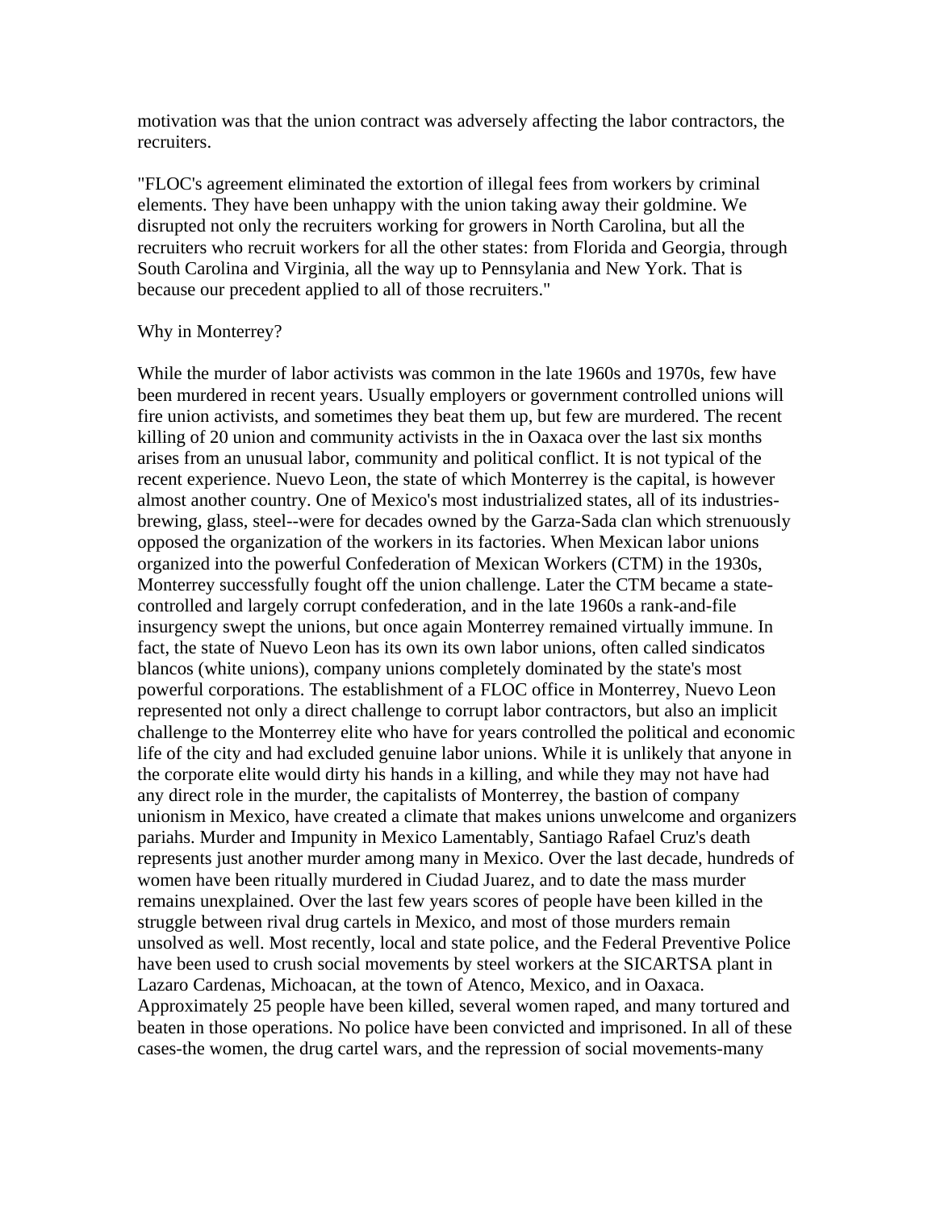motivation was that the union contract was adversely affecting the labor contractors, the recruiters.

"FLOC's agreement eliminated the extortion of illegal fees from workers by criminal elements. They have been unhappy with the union taking away their goldmine. We disrupted not only the recruiters working for growers in North Carolina, but all the recruiters who recruit workers for all the other states: from Florida and Georgia, through South Carolina and Virginia, all the way up to Pennsylania and New York. That is because our precedent applied to all of those recruiters."

## Why in Monterrey?

While the murder of labor activists was common in the late 1960s and 1970s, few have been murdered in recent years. Usually employers or government controlled unions will fire union activists, and sometimes they beat them up, but few are murdered. The recent killing of 20 union and community activists in the in Oaxaca over the last six months arises from an unusual labor, community and political conflict. It is not typical of the recent experience. Nuevo Leon, the state of which Monterrey is the capital, is however almost another country. One of Mexico's most industrialized states, all of its industries-brewing, glass, steel--were for decades owned by the Garza-Sada clan which strenuously opposed the organization of the workers in its factories. When Mexican labor unions organized into the powerful Confederation of Mexican Workers (CTM) in the 1930s, Monterrey successfully fought off the union challenge. Later the CTM became a state-controlled and largely corrupt confederation, and in the late 1960s a rank-and-file insurgency swept the unions, but once again Monterrey remained virtually immune. In fact, the state of Nuevo Leon has its own its own labor unions, often called sindicatos blancos (white unions), company unions completely dominated by the state's most powerful corporations. The establishment of a FLOC office in Monterrey, Nuevo Leon represented not only a direct challenge to corrupt labor contractors, but also an implicit challenge to the Monterrey elite who have for years controlled the political and economic life of the city and had excluded genuine labor unions. While it is unlikely that anyone in the corporate elite would dirty his hands in a killing, and while they may not have had any direct role in the murder, the capitalists of Monterrey, the bastion of company unionism in Mexico, have created a climate that makes unions unwelcome and organizers pariahs. Murder and Impunity in Mexico Lamentably, Santiago Rafael Cruz's death represents just another murder among many in Mexico. Over the last decade, hundreds of women have been ritually murdered in Ciudad Juarez, and to date the mass murder remains unexplained. Over the last few years scores of people have been killed in the struggle between rival drug cartels in Mexico, and most of those murders remain unsolved as well. Most recently, local and state police, and the Federal Preventive Police have been used to crush social movements by steel workers at the SICARTSA plant in Lazaro Cardenas, Michoacan, at the town of Atenco, Mexico, and in Oaxaca. Approximately 25 people have been killed, several women raped, and many tortured and beaten in those operations. No police have been convicted and imprisoned. In all of these cases-the women, the drug cartel wars, and the repression of social movements-many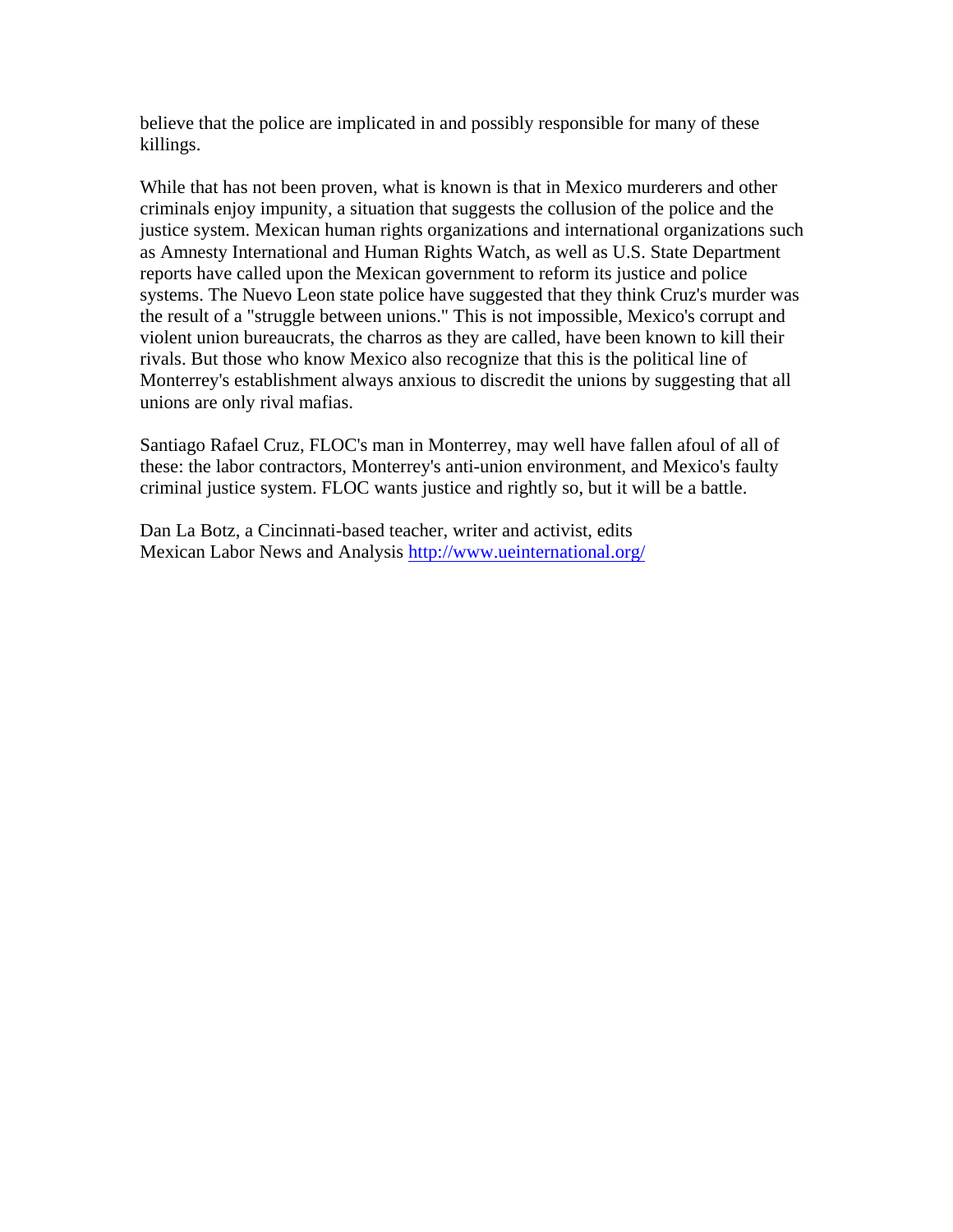believe that the police are implicated in and possibly responsible for many of these killings.

While that has not been proven, what is known is that in Mexico murderers and other criminals enjoy impunity, a situation that suggests the collusion of the police and the justice system. Mexican human rights organizations and international organizations such as Amnesty International and Human Rights Watch, as well as U.S. State Department reports have called upon the Mexican government to reform its justice and police systems. The Nuevo Leon state police have suggested that they think Cruz's murder was the result of a "struggle between unions." This is not impossible, Mexico's corrupt and violent union bureaucrats, the charros as they are called, have been known to kill their rivals. But those who know Mexico also recognize that this is the political line of Monterrey's establishment always anxious to discredit the unions by suggesting that all unions are only rival mafias.

Santiago Rafael Cruz, FLOC's man in Monterrey, may well have fallen afoul of all of these: the labor contractors, Monterrey's anti-union environment, and Mexico's faulty criminal justice system. FLOC wants justice and rightly so, but it will be a battle.

Dan La Botz, a Cincinnati-based teacher, writer and activist, edits
Mexican Labor News and Analysis http://www.ueinternational.org/